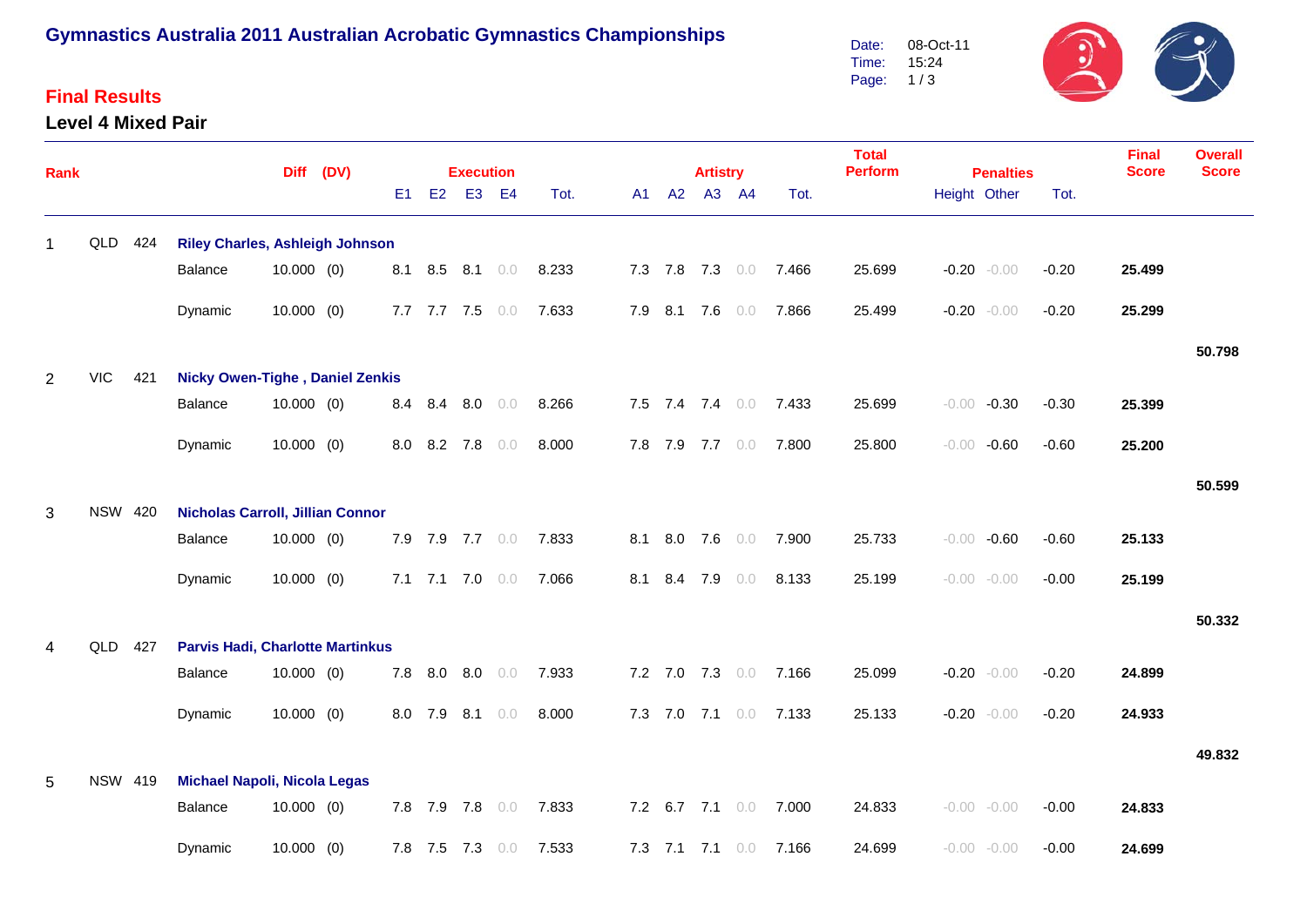# Gymnastics Australia 2011 Australian Acrobatic Gymnastics Championships

Date: 08-Oct-11
Time: 15:24

## Final Results

### Level 4 Mixed Pair

| Rank | | | | Diff | (DV) | Execution E1 | E2 | E3 | E4 | Tot. | Artistry A1 | A2 | A3 | A4 | Tot. | Total Perform | Penalties Height | Other | Tot. | Final Score | Overall Score |
|---|---|---|---|---|---|---|---|---|---|---|---|---|---|---|---|---|---|---|---|---|---|
| 1 | QLD | 424 | **Riley Charles, Ashleigh Johnson** | | | | | | | | | | | | | | | | | | |
| | | | Balance | 10.000 | (0) | 8.1 | 8.5 | 8.1 | 0.0 | 8.233 | 7.3 | 7.8 | 7.3 | 0.0 | 7.466 | 25.699 | -0.20 | -0.00 | -0.20 | **25.499** | |
| | | | Dynamic | 10.000 | (0) | 7.7 | 7.7 | 7.5 | 0.0 | 7.633 | 7.9 | 8.1 | 7.6 | 0.0 | 7.866 | 25.499 | -0.20 | -0.00 | -0.20 | **25.299** | |
| | | | | | | | | | | | | | | | | | | | | | **50.798** |
| 2 | VIC | 421 | **Nicky Owen-Tighe , Daniel Zenkis** | | | | | | | | | | | | | | | | | | |
| | | | Balance | 10.000 | (0) | 8.4 | 8.4 | 8.0 | 0.0 | 8.266 | 7.5 | 7.4 | 7.4 | 0.0 | 7.433 | 25.699 | -0.00 | -0.30 | -0.30 | **25.399** | |
| | | | Dynamic | 10.000 | (0) | 8.0 | 8.2 | 7.8 | 0.0 | 8.000 | 7.8 | 7.9 | 7.7 | 0.0 | 7.800 | 25.800 | -0.00 | -0.60 | -0.60 | **25.200** | |
| | | | | | | | | | | | | | | | | | | | | | **50.599** |
| 3 | NSW | 420 | **Nicholas Carroll, Jillian Connor** | | | | | | | | | | | | | | | | | | |
| | | | Balance | 10.000 | (0) | 7.9 | 7.9 | 7.7 | 0.0 | 7.833 | 8.1 | 8.0 | 7.6 | 0.0 | 7.900 | 25.733 | -0.00 | -0.60 | -0.60 | **25.133** | |
| | | | Dynamic | 10.000 | (0) | 7.1 | 7.1 | 7.0 | 0.0 | 7.066 | 8.1 | 8.4 | 7.9 | 0.0 | 8.133 | 25.199 | -0.00 | -0.00 | -0.00 | **25.199** | |
| | | | | | | | | | | | | | | | | | | | | | **50.332** |
| 4 | QLD | 427 | **Parvis Hadi, Charlotte Martinkus** | | | | | | | | | | | | | | | | | | |
| | | | Balance | 10.000 | (0) | 7.8 | 8.0 | 8.0 | 0.0 | 7.933 | 7.2 | 7.0 | 7.3 | 0.0 | 7.166 | 25.099 | -0.20 | -0.00 | -0.20 | **24.899** | |
| | | | Dynamic | 10.000 | (0) | 8.0 | 7.9 | 8.1 | 0.0 | 8.000 | 7.3 | 7.0 | 7.1 | 0.0 | 7.133 | 25.133 | -0.20 | -0.00 | -0.20 | **24.933** | |
| | | | | | | | | | | | | | | | | | | | | | **49.832** |
| 5 | NSW | 419 | **Michael Napoli, Nicola Legas** | | | | | | | | | | | | | | | | | | |
| | | | Balance | 10.000 | (0) | 7.8 | 7.9 | 7.8 | 0.0 | 7.833 | 7.2 | 6.7 | 7.1 | 0.0 | 7.000 | 24.833 | -0.00 | -0.00 | -0.00 | **24.833** | |
| | | | Dynamic | 10.000 | (0) | 7.8 | 7.5 | 7.3 | 0.0 | 7.533 | 7.3 | 7.1 | 7.1 | 0.0 | 7.166 | 24.699 | -0.00 | -0.00 | -0.00 | **24.699** | |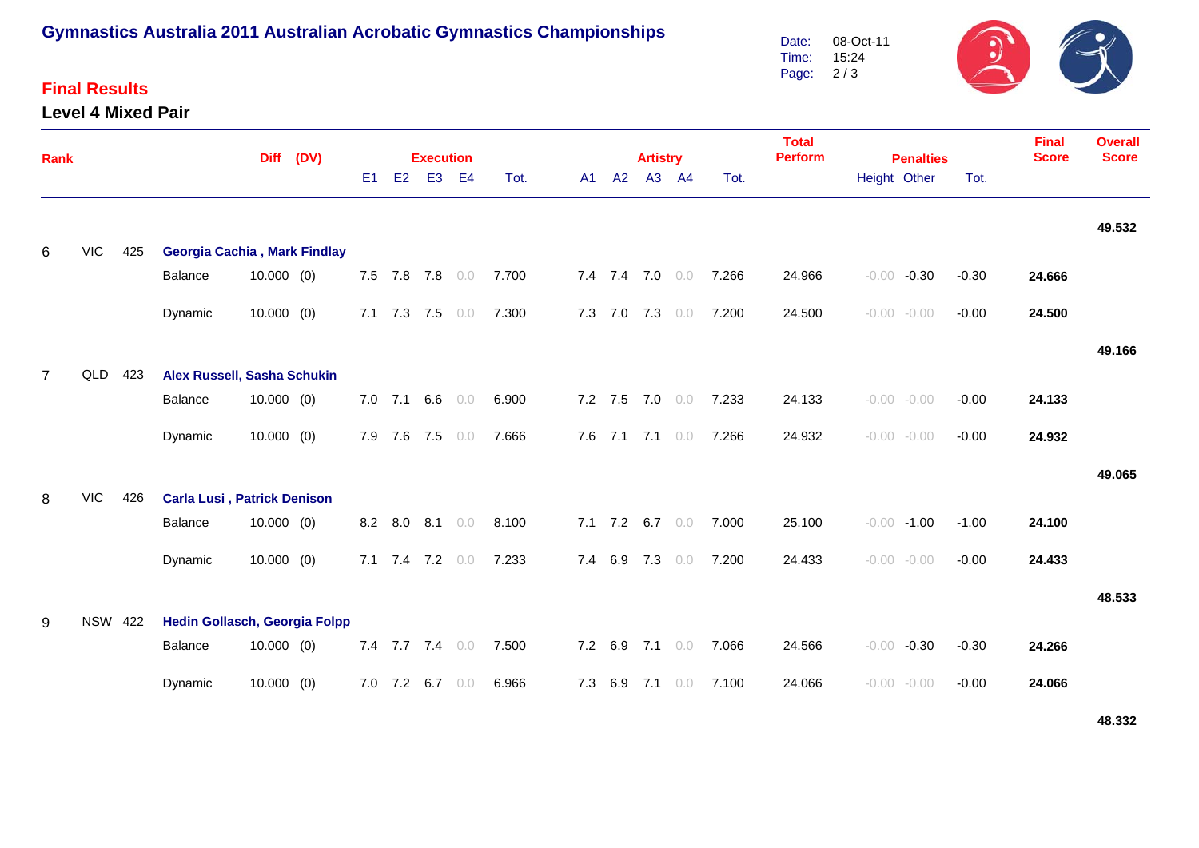# Gymnastics Australia 2011 Australian Acrobatic Gymnastics Championships

## Final Results

### Level 4 Mixed Pair

| Rank | | | | Diff | (DV) | Execution E1 | E2 | E3 | E4 | Tot. | Artistry A1 | A2 | A3 | A4 | Tot. | Total Perform | Penalties Height | Other | Tot. | Final Score | Overall Score |
|---|---|---|---|---|---|---|---|---|---|---|---|---|---|---|---|---|---|---|---|---|---|
| | | | | | | | | | | | | | | | | | | | | | **49.532** |
| 6 | VIC | 425 | **Georgia Cachia , Mark Findlay** | | | | | | | | | | | | | | | | | | |
| | | | Balance | 10.000 | (0) | 7.5 | 7.8 | 7.8 | 0.0 | 7.700 | 7.4 | 7.4 | 7.0 | 0.0 | 7.266 | 24.966 | -0.00 | -0.30 | -0.30 | **24.666** | |
| | | | Dynamic | 10.000 | (0) | 7.1 | 7.3 | 7.5 | 0.0 | 7.300 | 7.3 | 7.0 | 7.3 | 0.0 | 7.200 | 24.500 | -0.00 | -0.00 | -0.00 | **24.500** | |
| | | | | | | | | | | | | | | | | | | | | | **49.166** |
| 7 | QLD | 423 | **Alex Russell, Sasha Schukin** | | | | | | | | | | | | | | | | | | |
| | | | Balance | 10.000 | (0) | 7.0 | 7.1 | 6.6 | 0.0 | 6.900 | 7.2 | 7.5 | 7.0 | 0.0 | 7.233 | 24.133 | -0.00 | -0.00 | -0.00 | **24.133** | |
| | | | Dynamic | 10.000 | (0) | 7.9 | 7.6 | 7.5 | 0.0 | 7.666 | 7.6 | 7.1 | 7.1 | 0.0 | 7.266 | 24.932 | -0.00 | -0.00 | -0.00 | **24.932** | |
| | | | | | | | | | | | | | | | | | | | | | **49.065** |
| 8 | VIC | 426 | **Carla Lusi , Patrick Denison** | | | | | | | | | | | | | | | | | | |
| | | | Balance | 10.000 | (0) | 8.2 | 8.0 | 8.1 | 0.0 | 8.100 | 7.1 | 7.2 | 6.7 | 0.0 | 7.000 | 25.100 | -0.00 | -1.00 | -1.00 | **24.100** | |
| | | | Dynamic | 10.000 | (0) | 7.1 | 7.4 | 7.2 | 0.0 | 7.233 | 7.4 | 6.9 | 7.3 | 0.0 | 7.200 | 24.433 | -0.00 | -0.00 | -0.00 | **24.433** | |
| | | | | | | | | | | | | | | | | | | | | | **48.533** |
| 9 | NSW | 422 | **Hedin Gollasch, Georgia Folpp** | | | | | | | | | | | | | | | | | | |
| | | | Balance | 10.000 | (0) | 7.4 | 7.7 | 7.4 | 0.0 | 7.500 | 7.2 | 6.9 | 7.1 | 0.0 | 7.066 | 24.566 | -0.00 | -0.30 | -0.30 | **24.266** | |
| | | | Dynamic | 10.000 | (0) | 7.0 | 7.2 | 6.7 | 0.0 | 6.966 | 7.3 | 6.9 | 7.1 | 0.0 | 7.100 | 24.066 | -0.00 | -0.00 | -0.00 | **24.066** | |
| | | | | | | | | | | | | | | | | | | | | | **48.332** |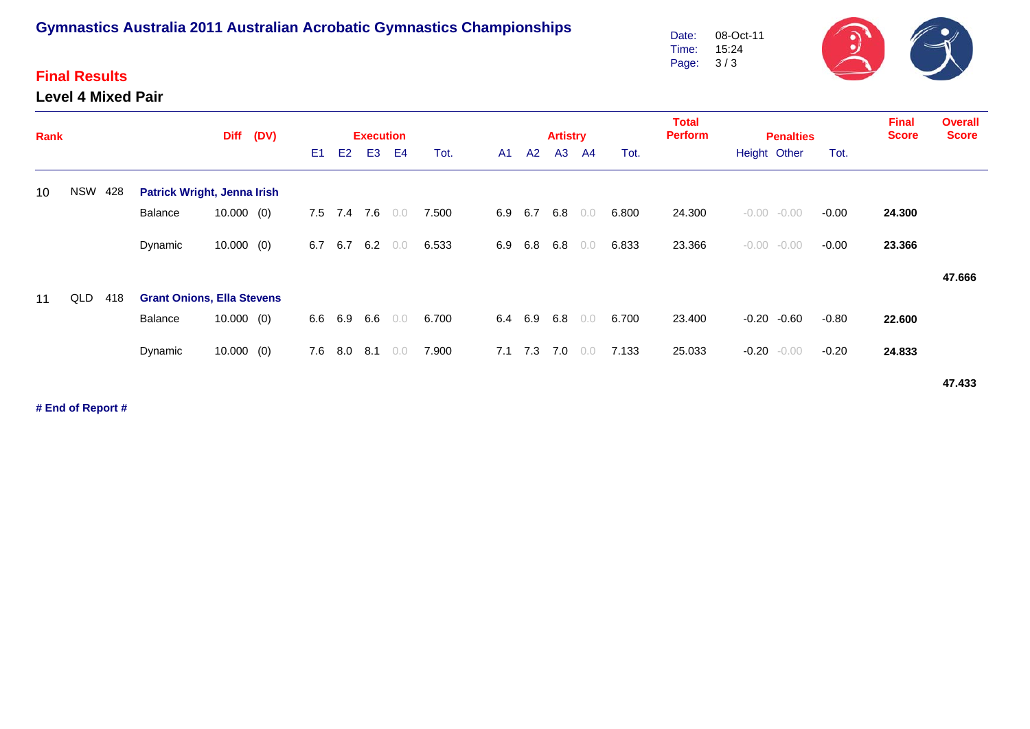# Gymnastics Australia 2011 Australian Acrobatic Gymnastics Championships

Date: 08-Oct-11
Time: 15:24

## Final Results

### Level 4 Mixed Pair

| Rank | | | | Diff | (DV) | Execution E1 | E2 | E3 | E4 | Tot. | Artistry A1 | A2 | A3 | A4 | Tot. | Total Perform | Penalties Height | Other | Tot. | Final Score | Overall Score |
|---|---|---|---|---|---|---|---|---|---|---|---|---|---|---|---|---|---|---|---|---|---|
| 10 | NSW | 428 | **Patrick Wright, Jenna Irish** | | | | | | | | | | | | | | | | | | |
| | | | Balance | 10.000 | (0) | 7.5 | 7.4 | 7.6 | 0.0 | 7.500 | 6.9 | 6.7 | 6.8 | 0.0 | 6.800 | 24.300 | -0.00 | -0.00 | -0.00 | **24.300** | |
| | | | Dynamic | 10.000 | (0) | 6.7 | 6.7 | 6.2 | 0.0 | 6.533 | 6.9 | 6.8 | 6.8 | 0.0 | 6.833 | 23.366 | -0.00 | -0.00 | -0.00 | **23.366** | |
| | | | | | | | | | | | | | | | | | | | | | **47.666** |
| 11 | QLD | 418 | **Grant Onions, Ella Stevens** | | | | | | | | | | | | | | | | | | |
| | | | Balance | 10.000 | (0) | 6.6 | 6.9 | 6.6 | 0.0 | 6.700 | 6.4 | 6.9 | 6.8 | 0.0 | 6.700 | 23.400 | -0.20 | -0.60 | -0.80 | **22.600** | |
| | | | Dynamic | 10.000 | (0) | 7.6 | 8.0 | 8.1 | 0.0 | 7.900 | 7.1 | 7.3 | 7.0 | 0.0 | 7.133 | 25.033 | -0.20 | -0.00 | -0.20 | **24.833** | |
| | | | | | | | | | | | | | | | | | | | | | **47.433** |

**# End of Report #**